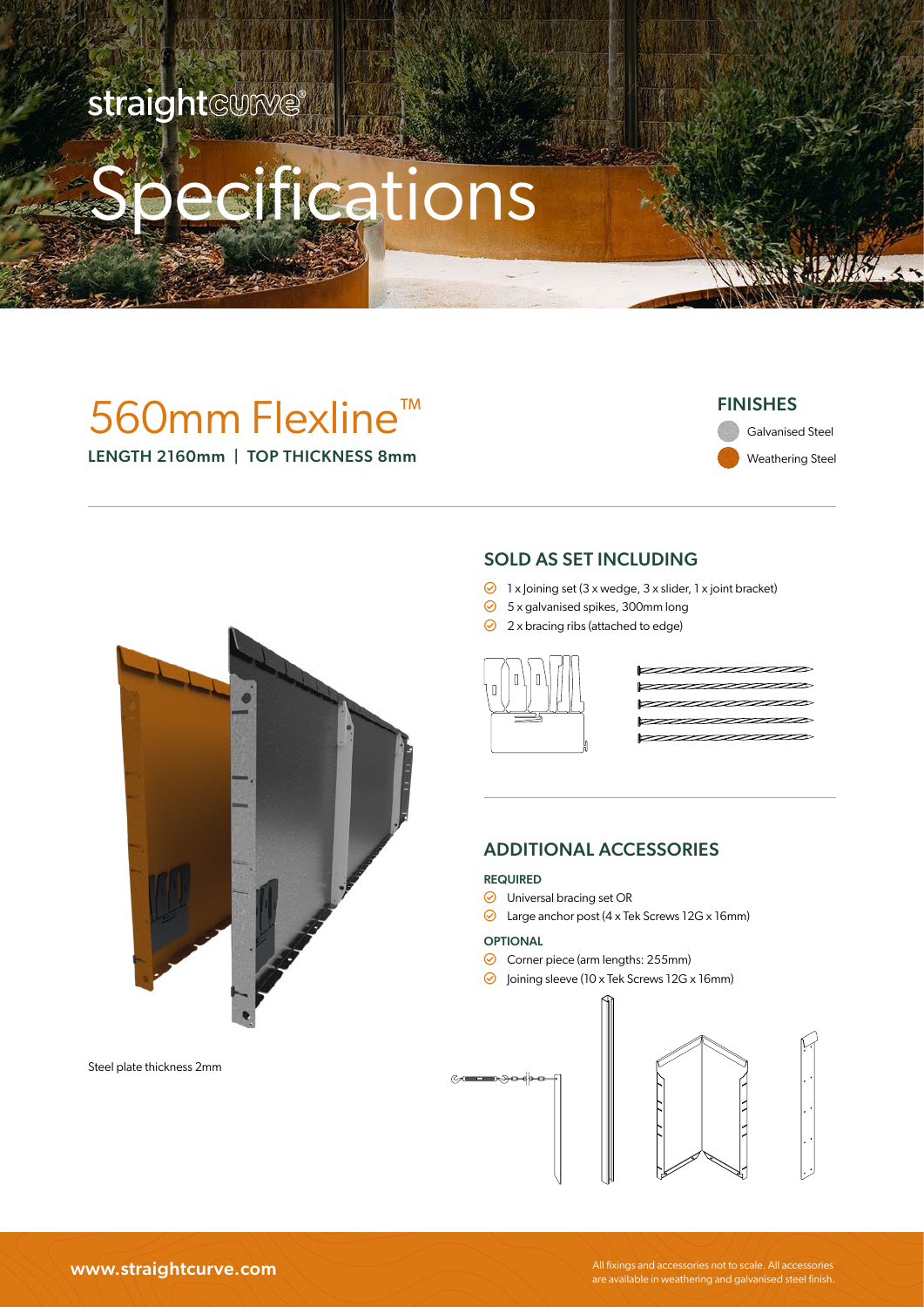straightcurve®

# Specifications

## 560mm Flexline™

**LENGTH 2160mm | TOP THICKNESS 8mm**

### FINISHES

- Galvanised Steel
- Weathering Steel

Steel plate thickness 2mm

### SOLD AS SET INCLUDING

- 1 x Joining set (3 x wedge, 3 x slider, 1 x joint bracket)
- 5 x galvanised spikes, 300mm long
- 2 x bracing ribs (attached to edge)

### ADDITIONAL ACCESSORIES

**REQUIRED**

- Universal bracing set OR
- Large anchor post (4 x Tek Screws 12G x 16mm)

**OPTIONAL**

- Corner piece (arm lengths: 255mm)
- Joining sleeve (10 x Tek Screws 12G x 16mm)

www.straightcurve.com

All fixings and accessories not to scale. All accessories are available in weathering and galvanised steel finish.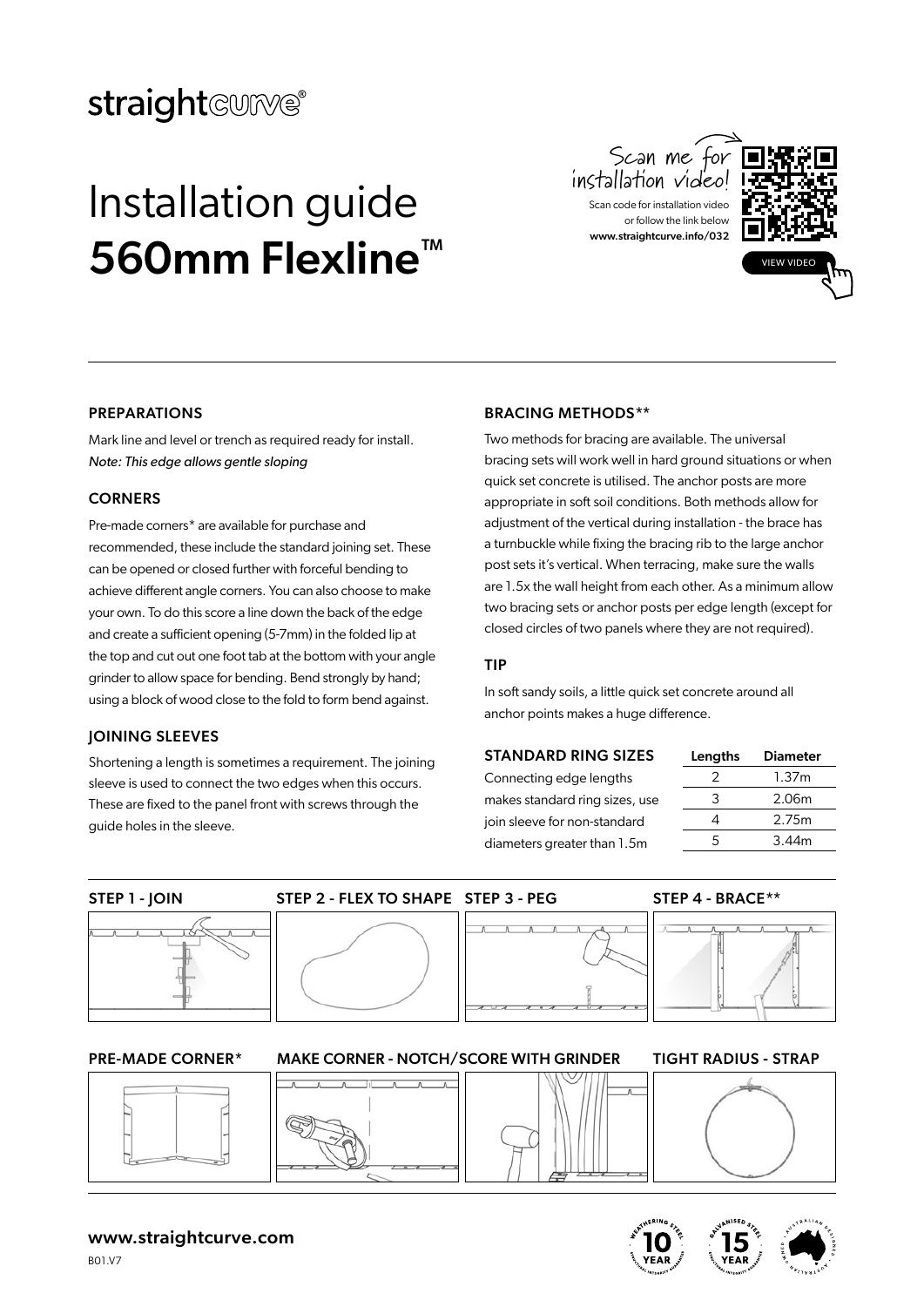straightcurve®

# Installation guide
# **560mm Flexline™**

Scan me for installation video!

Scan code for installation video or follow the link below
**www.straightcurve.info/032**

VIEW VIDEO

## PREPARATIONS

Mark line and level or trench as required ready for install.
*Note: This edge allows gentle sloping*

## CORNERS

Pre-made corners* are available for purchase and recommended, these include the standard joining set. These can be opened or closed further with forceful bending to achieve different angle corners. You can also choose to make your own. To do this score a line down the back of the edge and create a sufficient opening (5-7mm) in the folded lip at the top and cut out one foot tab at the bottom with your angle grinder to allow space for bending. Bend strongly by hand; using a block of wood close to the fold to form bend against.

## JOINING SLEEVES

Shortening a length is sometimes a requirement. The joining sleeve is used to connect the two edges when this occurs. These are fixed to the panel front with screws through the guide holes in the sleeve.

## BRACING METHODS**

Two methods for bracing are available. The universal bracing sets will work well in hard ground situations or when quick set concrete is utilised. The anchor posts are more appropriate in soft soil conditions. Both methods allow for adjustment of the vertical during installation - the brace has a turnbuckle while fixing the bracing rib to the large anchor post sets it's vertical. When terracing, make sure the walls are 1.5x the wall height from each other. As a minimum allow two bracing sets or anchor posts per edge length (except for closed circles of two panels where they are not required).

## TIP

In soft sandy soils, a little quick set concrete around all anchor points makes a huge difference.

## STANDARD RING SIZES

Connecting edge lengths makes standard ring sizes, use join sleeve for non-standard diameters greater than 1.5m

| Lengths | Diameter |
|---|---|
| 2 | 1.37m |
| 3 | 2.06m |
| 4 | 2.75m |
| 5 | 3.44m |

STEP 1 - JOIN

STEP 2 - FLEX TO SHAPE

STEP 3 - PEG

STEP 4 - BRACE**

PRE-MADE CORNER*

MAKE CORNER - NOTCH/SCORE WITH GRINDER

TIGHT RADIUS - STRAP

**www.straightcurve.com**

B01.V7

WEATHERING STEEL 10 YEAR STRUCTURAL INTEGRITY GUARANTEE

GALVANISED STEEL 15 YEAR STRUCTURAL INTEGRITY GUARANTEE

AUSTRALIAN DESIGNED · AUSTRALIAN OWNED